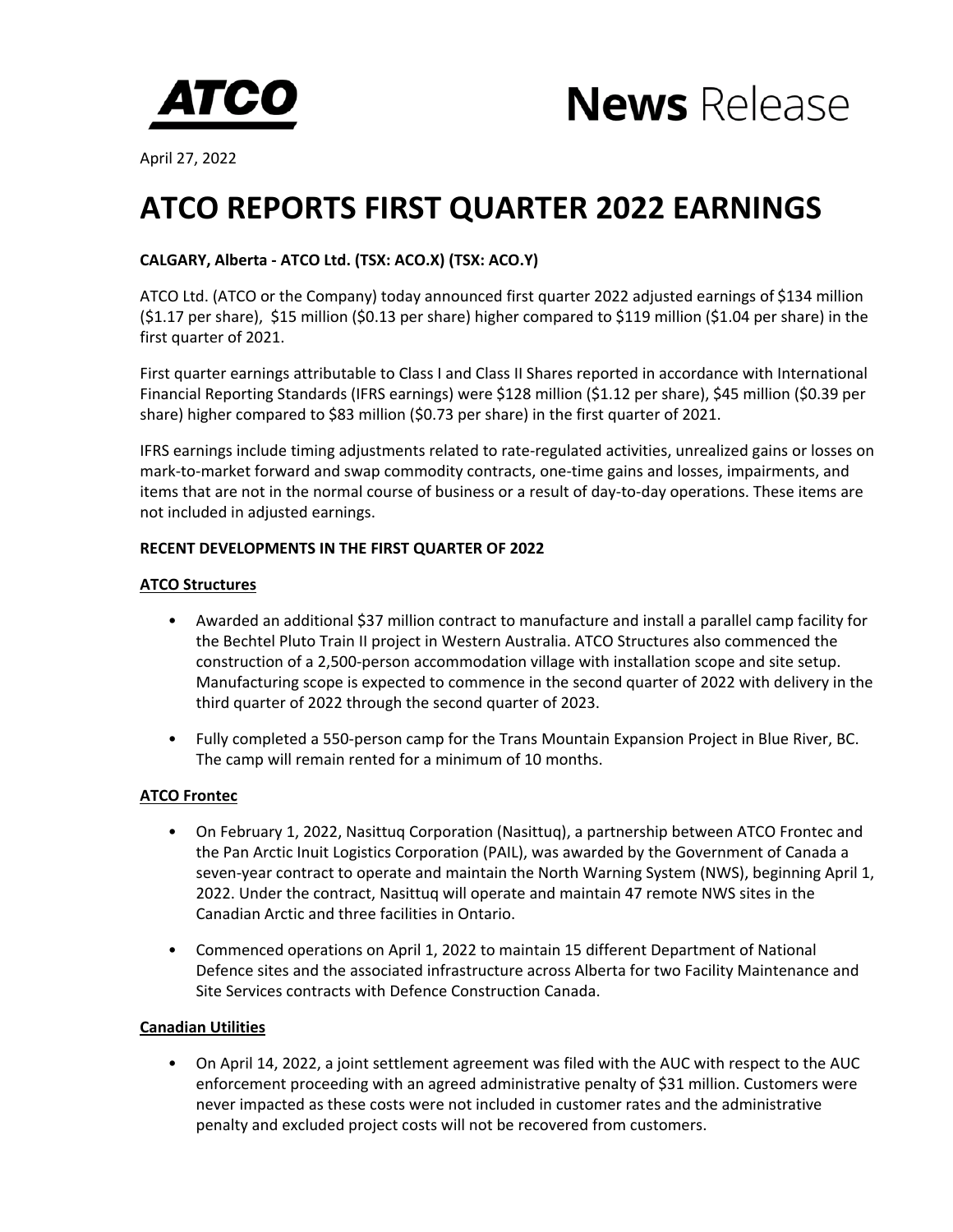ATCO

# News Release

April 27, 2022

# ATCO REPORTS FIRST QUARTER 2022 EARNINGS

**CALGARY, Alberta - ATCO Ltd. (TSX: ACO.X) (TSX: ACO.Y)**

ATCO Ltd. (ATCO or the Company) today announced first quarter 2022 adjusted earnings of $134 million ($1.17 per share), $15 million ($0.13 per share) higher compared to $119 million ($1.04 per share) in the first quarter of 2021.

First quarter earnings attributable to Class I and Class II Shares reported in accordance with International Financial Reporting Standards (IFRS earnings) were $128 million ($1.12 per share), $45 million ($0.39 per share) higher compared to $83 million ($0.73 per share) in the first quarter of 2021.

IFRS earnings include timing adjustments related to rate-regulated activities, unrealized gains or losses on mark-to-market forward and swap commodity contracts, one-time gains and losses, impairments, and items that are not in the normal course of business or a result of day-to-day operations. These items are not included in adjusted earnings.

## RECENT DEVELOPMENTS IN THE FIRST QUARTER OF 2022

### ATCO Structures

- Awarded an additional $37 million contract to manufacture and install a parallel camp facility for the Bechtel Pluto Train II project in Western Australia. ATCO Structures also commenced the construction of a 2,500-person accommodation village with installation scope and site setup. Manufacturing scope is expected to commence in the second quarter of 2022 with delivery in the third quarter of 2022 through the second quarter of 2023.
- Fully completed a 550-person camp for the Trans Mountain Expansion Project in Blue River, BC. The camp will remain rented for a minimum of 10 months.

### ATCO Frontec

- On February 1, 2022, Nasittuq Corporation (Nasittuq), a partnership between ATCO Frontec and the Pan Arctic Inuit Logistics Corporation (PAIL), was awarded by the Government of Canada a seven-year contract to operate and maintain the North Warning System (NWS), beginning April 1, 2022. Under the contract, Nasittuq will operate and maintain 47 remote NWS sites in the Canadian Arctic and three facilities in Ontario.
- Commenced operations on April 1, 2022 to maintain 15 different Department of National Defence sites and the associated infrastructure across Alberta for two Facility Maintenance and Site Services contracts with Defence Construction Canada.

### Canadian Utilities

- On April 14, 2022, a joint settlement agreement was filed with the AUC with respect to the AUC enforcement proceeding with an agreed administrative penalty of $31 million. Customers were never impacted as these costs were not included in customer rates and the administrative penalty and excluded project costs will not be recovered from customers.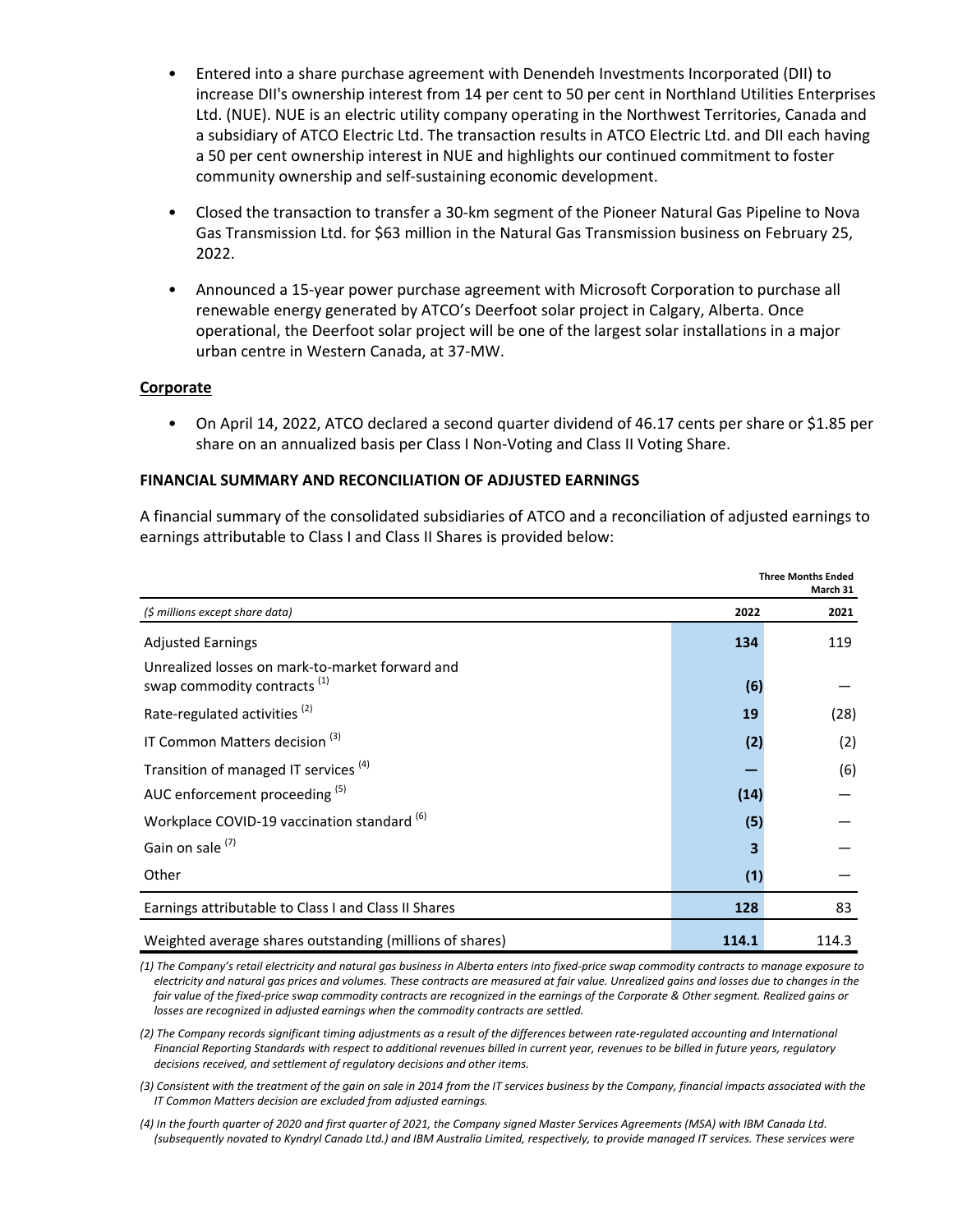- Entered into a share purchase agreement with Denendeh Investments Incorporated (DII) to increase DII's ownership interest from 14 per cent to 50 per cent in Northland Utilities Enterprises Ltd. (NUE). NUE is an electric utility company operating in the Northwest Territories, Canada and a subsidiary of ATCO Electric Ltd. The transaction results in ATCO Electric Ltd. and DII each having a 50 per cent ownership interest in NUE and highlights our continued commitment to foster community ownership and self-sustaining economic development.

- Closed the transaction to transfer a 30-km segment of the Pioneer Natural Gas Pipeline to Nova Gas Transmission Ltd. for $63 million in the Natural Gas Transmission business on February 25, 2022.

- Announced a 15-year power purchase agreement with Microsoft Corporation to purchase all renewable energy generated by ATCO's Deerfoot solar project in Calgary, Alberta. Once operational, the Deerfoot solar project will be one of the largest solar installations in a major urban centre in Western Canada, at 37-MW.

**Corporate**

- On April 14, 2022, ATCO declared a second quarter dividend of 46.17 cents per share or $1.85 per share on an annualized basis per Class I Non-Voting and Class II Voting Share.

**FINANCIAL SUMMARY AND RECONCILIATION OF ADJUSTED EARNINGS**

A financial summary of the consolidated subsidiaries of ATCO and a reconciliation of adjusted earnings to earnings attributable to Class I and Class II Shares is provided below:

| | Three Months Ended March 31 | |
|---|---|---|
| *($ millions except share data)* | **2022** | **2021** |
| Adjusted Earnings | **134** | 119 |
| Unrealized losses on mark-to-market forward and swap commodity contracts (1) | **(6)** | — |
| Rate-regulated activities (2) | **19** | (28) |
| IT Common Matters decision (3) | **(2)** | (2) |
| Transition of managed IT services (4) | **—** | (6) |
| AUC enforcement proceeding (5) | **(14)** | — |
| Workplace COVID-19 vaccination standard (6) | **(5)** | — |
| Gain on sale (7) | **3** | — |
| Other | **(1)** | — |
| Earnings attributable to Class I and Class II Shares | **128** | 83 |
| Weighted average shares outstanding (millions of shares) | **114.1** | 114.3 |

*(1) The Company's retail electricity and natural gas business in Alberta enters into fixed-price swap commodity contracts to manage exposure to electricity and natural gas prices and volumes. These contracts are measured at fair value. Unrealized gains and losses due to changes in the fair value of the fixed-price swap commodity contracts are recognized in the earnings of the Corporate & Other segment. Realized gains or losses are recognized in adjusted earnings when the commodity contracts are settled.*

*(2) The Company records significant timing adjustments as a result of the differences between rate-regulated accounting and International Financial Reporting Standards with respect to additional revenues billed in current year, revenues to be billed in future years, regulatory decisions received, and settlement of regulatory decisions and other items.*

*(3) Consistent with the treatment of the gain on sale in 2014 from the IT services business by the Company, financial impacts associated with the IT Common Matters decision are excluded from adjusted earnings.*

*(4) In the fourth quarter of 2020 and first quarter of 2021, the Company signed Master Services Agreements (MSA) with IBM Canada Ltd. (subsequently novated to Kyndryl Canada Ltd.) and IBM Australia Limited, respectively, to provide managed IT services. These services were*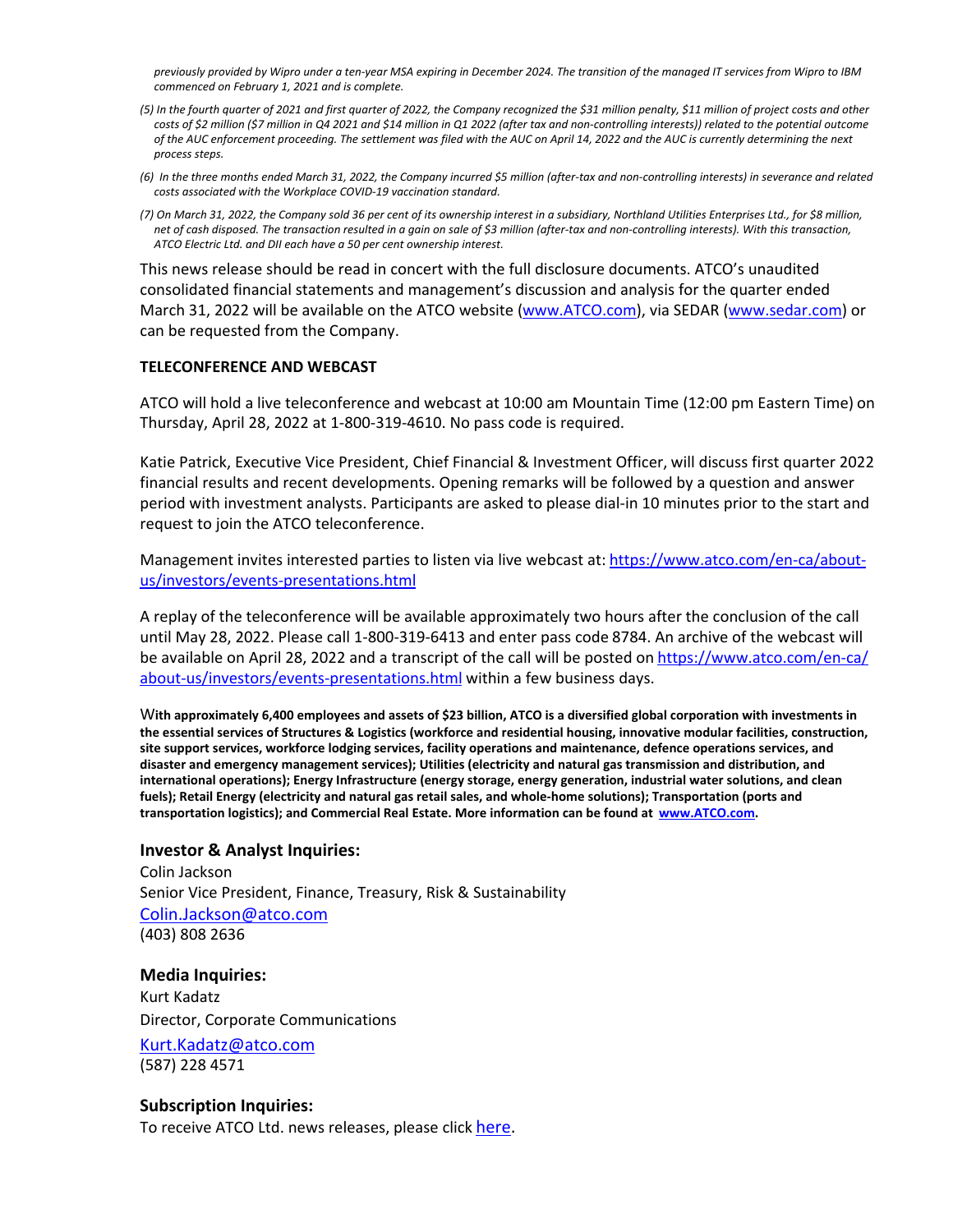*previously provided by Wipro under a ten-year MSA expiring in December 2024. The transition of the managed IT services from Wipro to IBM commenced on February 1, 2021 and is complete.*

*(5) In the fourth quarter of 2021 and first quarter of 2022, the Company recognized the $31 million penalty, $11 million of project costs and other costs of $2 million ($7 million in Q4 2021 and $14 million in Q1 2022 (after tax and non-controlling interests)) related to the potential outcome of the AUC enforcement proceeding. The settlement was filed with the AUC on April 14, 2022 and the AUC is currently determining the next process steps.*

*(6) In the three months ended March 31, 2022, the Company incurred $5 million (after-tax and non-controlling interests) in severance and related costs associated with the Workplace COVID-19 vaccination standard.*

*(7) On March 31, 2022, the Company sold 36 per cent of its ownership interest in a subsidiary, Northland Utilities Enterprises Ltd., for $8 million, net of cash disposed. The transaction resulted in a gain on sale of $3 million (after-tax and non-controlling interests). With this transaction, ATCO Electric Ltd. and DII each have a 50 per cent ownership interest.*

This news release should be read in concert with the full disclosure documents. ATCO's unaudited consolidated financial statements and management's discussion and analysis for the quarter ended March 31, 2022 will be available on the ATCO website (www.ATCO.com), via SEDAR (www.sedar.com) or can be requested from the Company.

**TELECONFERENCE AND WEBCAST**

ATCO will hold a live teleconference and webcast at 10:00 am Mountain Time (12:00 pm Eastern Time) on Thursday, April 28, 2022 at 1-800-319-4610. No pass code is required.

Katie Patrick, Executive Vice President, Chief Financial & Investment Officer, will discuss first quarter 2022 financial results and recent developments. Opening remarks will be followed by a question and answer period with investment analysts. Participants are asked to please dial-in 10 minutes prior to the start and request to join the ATCO teleconference.

Management invites interested parties to listen via live webcast at: https://www.atco.com/en-ca/about-us/investors/events-presentations.html

A replay of the teleconference will be available approximately two hours after the conclusion of the call until May 28, 2022. Please call 1-800-319-6413 and enter pass code 8784. An archive of the webcast will be available on April 28, 2022 and a transcript of the call will be posted on https://www.atco.com/en-ca/about-us/investors/events-presentations.html within a few business days.

**With approximately 6,400 employees and assets of $23 billion, ATCO is a diversified global corporation with investments in the essential services of Structures & Logistics (workforce and residential housing, innovative modular facilities, construction, site support services, workforce lodging services, facility operations and maintenance, defence operations services, and disaster and emergency management services); Utilities (electricity and natural gas transmission and distribution, and international operations); Energy Infrastructure (energy storage, energy generation, industrial water solutions, and clean fuels); Retail Energy (electricity and natural gas retail sales, and whole-home solutions); Transportation (ports and transportation logistics); and Commercial Real Estate. More information can be found at www.ATCO.com.**

### Investor & Analyst Inquiries:

Colin Jackson
Senior Vice President, Finance, Treasury, Risk & Sustainability
Colin.Jackson@atco.com
(403) 808 2636

### Media Inquiries:

Kurt Kadatz
Director, Corporate Communications
Kurt.Kadatz@atco.com
(587) 228 4571

### Subscription Inquiries:

To receive ATCO Ltd. news releases, please click here.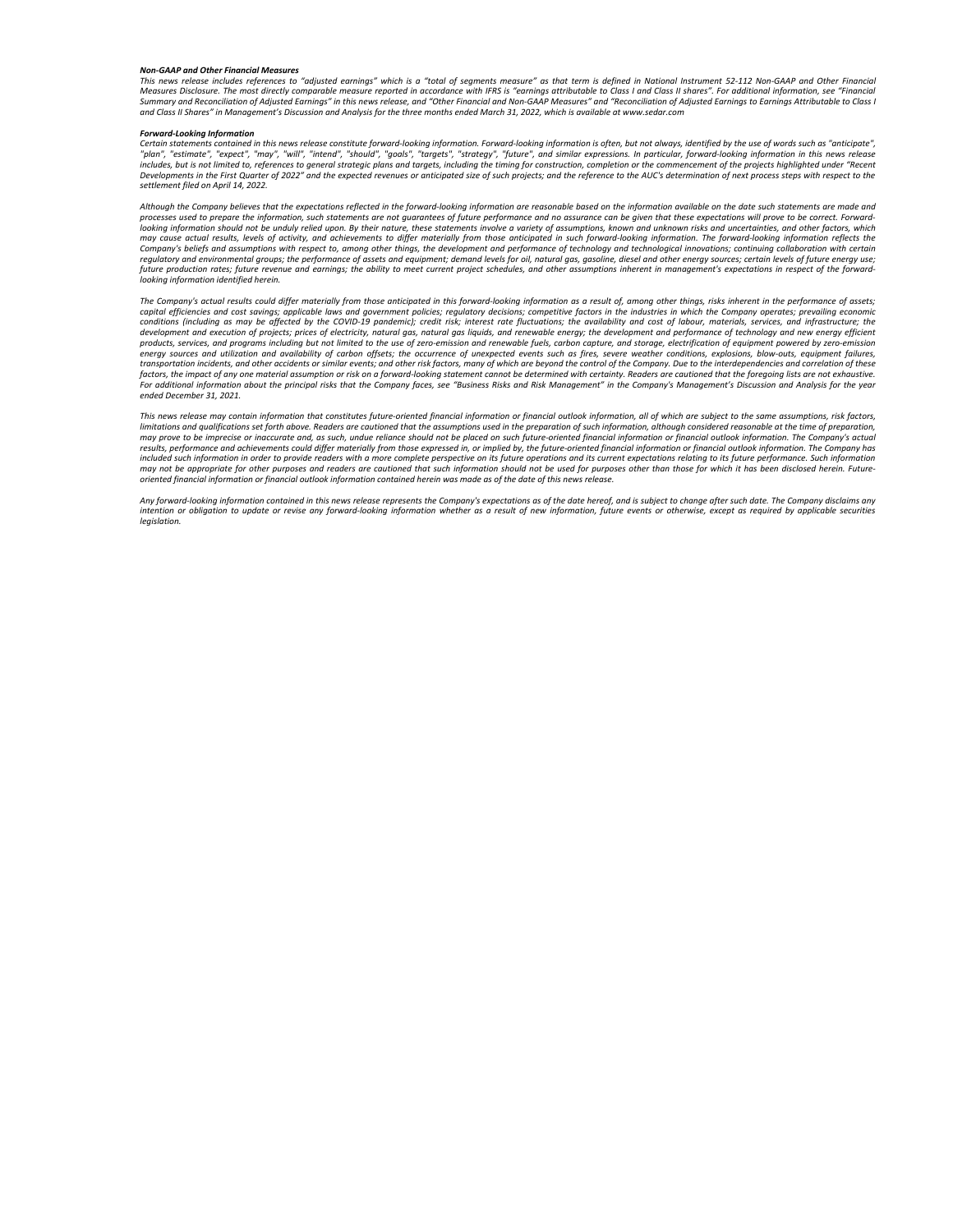***Non-GAAP and Other Financial Measures***

*This news release includes references to "adjusted earnings" which is a "total of segments measure" as that term is defined in National Instrument 52-112 Non-GAAP and Other Financial Measures Disclosure. The most directly comparable measure reported in accordance with IFRS is "earnings attributable to Class I and Class II shares". For additional information, see "Financial Summary and Reconciliation of Adjusted Earnings" in this news release, and "Other Financial and Non-GAAP Measures" and "Reconciliation of Adjusted Earnings to Earnings Attributable to Class I and Class II Shares" in Management's Discussion and Analysis for the three months ended March 31, 2022, which is available at www.sedar.com*

***Forward-Looking Information***

*Certain statements contained in this news release constitute forward-looking information. Forward-looking information is often, but not always, identified by the use of words such as "anticipate", "plan", "estimate", "expect", "may", "will", "intend", "should", "goals", "targets", "strategy", "future", and similar expressions. In particular, forward-looking information in this news release includes, but is not limited to, references to general strategic plans and targets, including the timing for construction, completion or the commencement of the projects highlighted under "Recent Developments in the First Quarter of 2022" and the expected revenues or anticipated size of such projects; and the reference to the AUC's determination of next process steps with respect to the settlement filed on April 14, 2022.*

*Although the Company believes that the expectations reflected in the forward-looking information are reasonable based on the information available on the date such statements are made and processes used to prepare the information, such statements are not guarantees of future performance and no assurance can be given that these expectations will prove to be correct. Forward-looking information should not be unduly relied upon. By their nature, these statements involve a variety of assumptions, known and unknown risks and uncertainties, and other factors, which may cause actual results, levels of activity, and achievements to differ materially from those anticipated in such forward-looking information. The forward-looking information reflects the Company's beliefs and assumptions with respect to, among other things, the development and performance of technology and technological innovations; continuing collaboration with certain regulatory and environmental groups; the performance of assets and equipment; demand levels for oil, natural gas, gasoline, diesel and other energy sources; certain levels of future energy use; future production rates; future revenue and earnings; the ability to meet current project schedules, and other assumptions inherent in management's expectations in respect of the forward-looking information identified herein.*

*The Company's actual results could differ materially from those anticipated in this forward-looking information as a result of, among other things, risks inherent in the performance of assets; capital efficiencies and cost savings; applicable laws and government policies; regulatory decisions; competitive factors in the industries in which the Company operates; prevailing economic conditions (including as may be affected by the COVID-19 pandemic); credit risk; interest rate fluctuations; the availability and cost of labour, materials, services, and infrastructure; the development and execution of projects; prices of electricity, natural gas, natural gas liquids, and renewable energy; the development and performance of technology and new energy efficient products, services, and programs including but not limited to the use of zero-emission and renewable fuels, carbon capture, and storage, electrification of equipment powered by zero-emission energy sources and utilization and availability of carbon offsets; the occurrence of unexpected events such as fires, severe weather conditions, explosions, blow-outs, equipment failures, transportation incidents, and other accidents or similar events; and other risk factors, many of which are beyond the control of the Company. Due to the interdependencies and correlation of these factors, the impact of any one material assumption or risk on a forward-looking statement cannot be determined with certainty. Readers are cautioned that the foregoing lists are not exhaustive. For additional information about the principal risks that the Company faces, see "Business Risks and Risk Management" in the Company's Management's Discussion and Analysis for the year ended December 31, 2021.*

*This news release may contain information that constitutes future-oriented financial information or financial outlook information, all of which are subject to the same assumptions, risk factors, limitations and qualifications set forth above. Readers are cautioned that the assumptions used in the preparation of such information, although considered reasonable at the time of preparation, may prove to be imprecise or inaccurate and, as such, undue reliance should not be placed on such future-oriented financial information or financial outlook information. The Company's actual results, performance and achievements could differ materially from those expressed in, or implied by, the future-oriented financial information or financial outlook information. The Company has included such information in order to provide readers with a more complete perspective on its future operations and its current expectations relating to its future performance. Such information may not be appropriate for other purposes and readers are cautioned that such information should not be used for purposes other than those for which it has been disclosed herein. Future-oriented financial information or financial outlook information contained herein was made as of the date of this news release.*

*Any forward-looking information contained in this news release represents the Company's expectations as of the date hereof, and is subject to change after such date. The Company disclaims any intention or obligation to update or revise any forward-looking information whether as a result of new information, future events or otherwise, except as required by applicable securities legislation.*